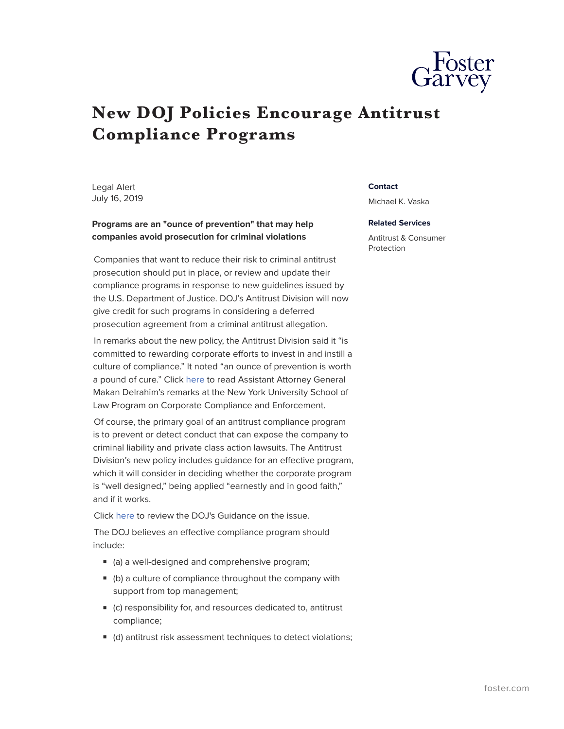# New DOJ Policies Encourage Antitrust Compliance Programs

Legal Alert
July 16, 2019

**Contact**

Michael K. Vaska

**Related Services**

Antitrust & Consumer Protection

**Programs are an "ounce of prevention" that may help companies avoid prosecution for criminal violations**

Companies that want to reduce their risk to criminal antitrust prosecution should put in place, or review and update their compliance programs in response to new guidelines issued by the U.S. Department of Justice. DOJ's Antitrust Division will now give credit for such programs in considering a deferred prosecution agreement from a criminal antitrust allegation.

In remarks about the new policy, the Antitrust Division said it "is committed to rewarding corporate efforts to invest in and instill a culture of compliance." It noted "an ounce of prevention is worth a pound of cure." Click here to read Assistant Attorney General Makan Delrahim's remarks at the New York University School of Law Program on Corporate Compliance and Enforcement.

Of course, the primary goal of an antitrust compliance program is to prevent or detect conduct that can expose the company to criminal liability and private class action lawsuits. The Antitrust Division's new policy includes guidance for an effective program, which it will consider in deciding whether the corporate program is "well designed," being applied "earnestly and in good faith," and if it works.

Click here to review the DOJ's Guidance on the issue.

The DOJ believes an effective compliance program should include:

- (a) a well-designed and comprehensive program;
- (b) a culture of compliance throughout the company with support from top management;
- (c) responsibility for, and resources dedicated to, antitrust compliance;
- (d) antitrust risk assessment techniques to detect violations;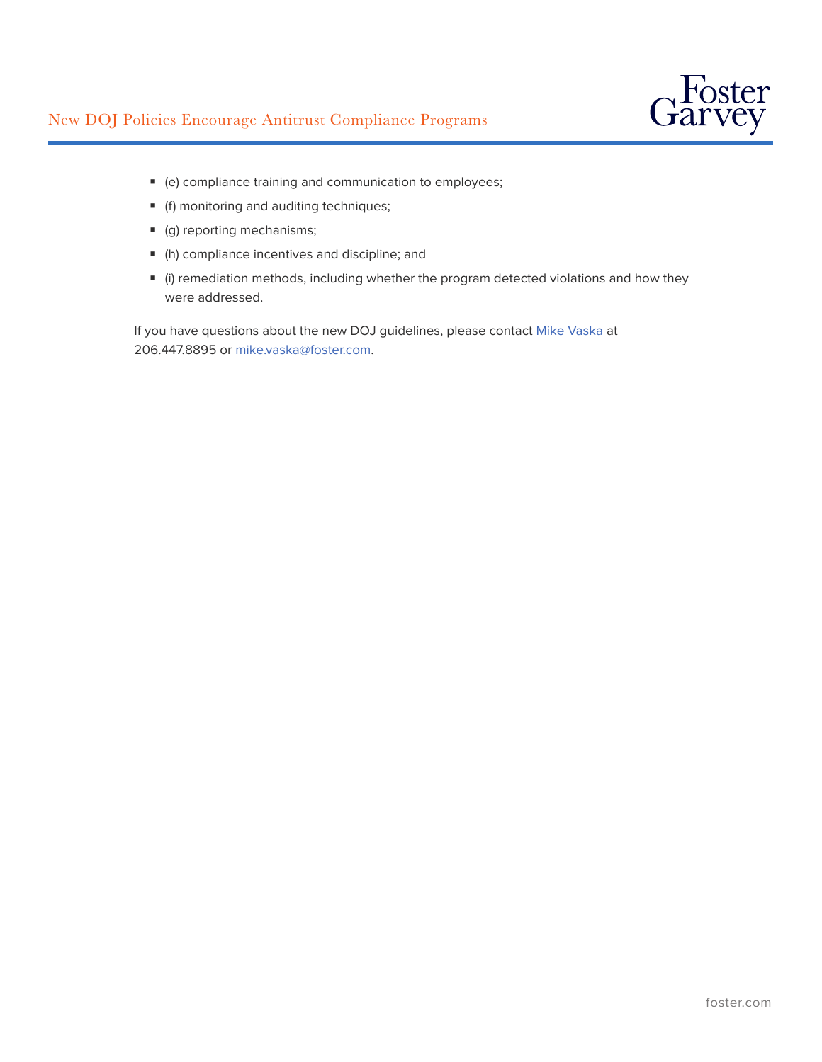- (e) compliance training and communication to employees;
- (f) monitoring and auditing techniques;
- (g) reporting mechanisms;
- (h) compliance incentives and discipline; and
- (i) remediation methods, including whether the program detected violations and how they were addressed.

If you have questions about the new DOJ guidelines, please contact Mike Vaska at 206.447.8895 or mike.vaska@foster.com.